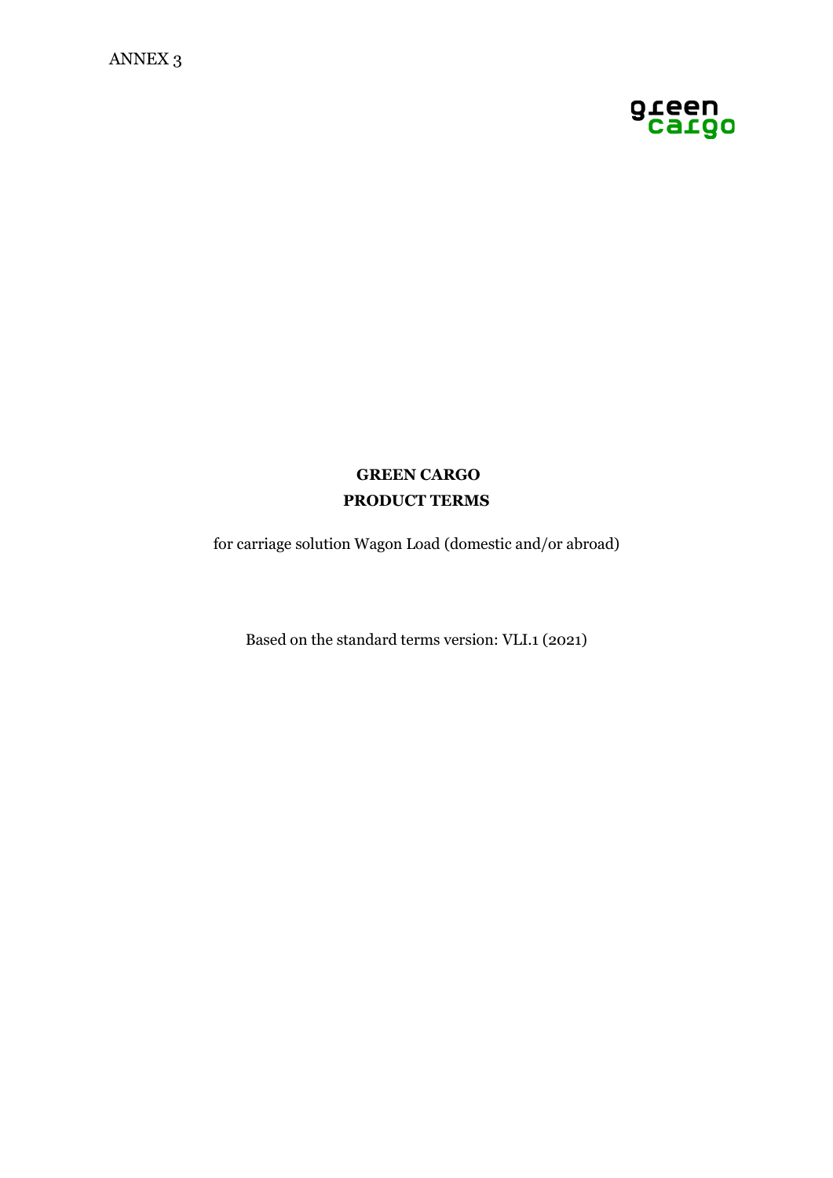ANNEX 3

green cargo

# GREEN CARGO
# PRODUCT TERMS

for carriage solution Wagon Load (domestic and/or abroad)

Based on the standard terms version: VLI.1 (2021)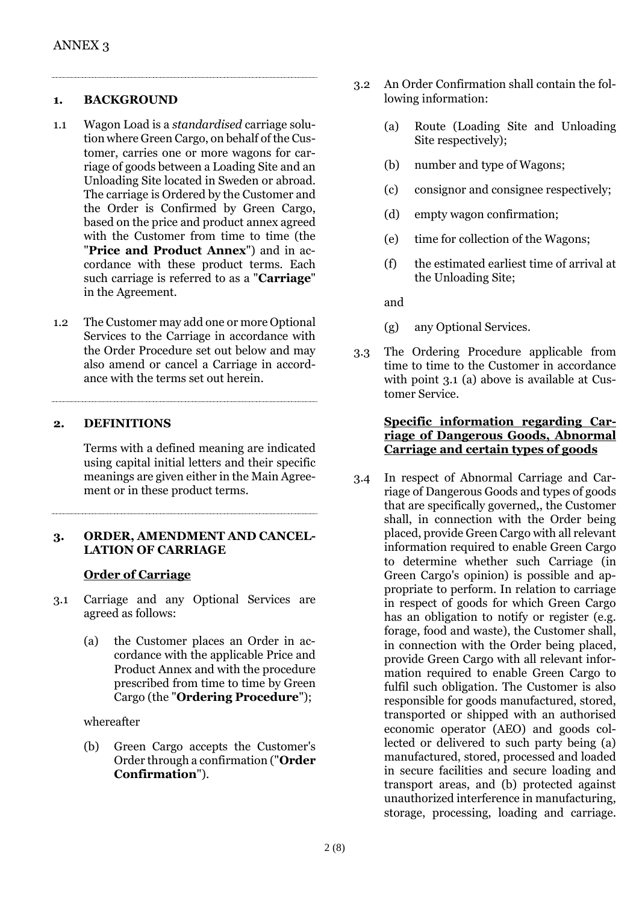ANNEX 3

## 1. BACKGROUND

1.1 Wagon Load is a *standardised* carriage solution where Green Cargo, on behalf of the Customer, carries one or more wagons for carriage of goods between a Loading Site and an Unloading Site located in Sweden or abroad. The carriage is Ordered by the Customer and the Order is Confirmed by Green Cargo, based on the price and product annex agreed with the Customer from time to time (the "**Price and Product Annex**") and in accordance with these product terms. Each such carriage is referred to as a "**Carriage**" in the Agreement.

1.2 The Customer may add one or more Optional Services to the Carriage in accordance with the Order Procedure set out below and may also amend or cancel a Carriage in accordance with the terms set out herein.

## 2. DEFINITIONS

Terms with a defined meaning are indicated using capital initial letters and their specific meanings are given either in the Main Agreement or in these product terms.

## 3. ORDER, AMENDMENT AND CANCELLATION OF CARRIAGE

### Order of Carriage

3.1 Carriage and any Optional Services are agreed as follows:

(a) the Customer places an Order in accordance with the applicable Price and Product Annex and with the procedure prescribed from time to time by Green Cargo (the "**Ordering Procedure**");

whereafter

(b) Green Cargo accepts the Customer's Order through a confirmation ("**Order Confirmation**").

3.2 An Order Confirmation shall contain the following information:

(a) Route (Loading Site and Unloading Site respectively);

(b) number and type of Wagons;

(c) consignor and consignee respectively;

(d) empty wagon confirmation;

(e) time for collection of the Wagons;

(f) the estimated earliest time of arrival at the Unloading Site;

and

(g) any Optional Services.

3.3 The Ordering Procedure applicable from time to time to the Customer in accordance with point 3.1 (a) above is available at Customer Service.

### Specific information regarding Carriage of Dangerous Goods, Abnormal Carriage and certain types of goods

3.4 In respect of Abnormal Carriage and Carriage of Dangerous Goods and types of goods that are specifically governed,, the Customer shall, in connection with the Order being placed, provide Green Cargo with all relevant information required to enable Green Cargo to determine whether such Carriage (in Green Cargo's opinion) is possible and appropriate to perform. In relation to carriage in respect of goods for which Green Cargo has an obligation to notify or register (e.g. forage, food and waste), the Customer shall, in connection with the Order being placed, provide Green Cargo with all relevant information required to enable Green Cargo to fulfil such obligation. The Customer is also responsible for goods manufactured, stored, transported or shipped with an authorised economic operator (AEO) and goods collected or delivered to such party being (a) manufactured, stored, processed and loaded in secure facilities and secure loading and transport areas, and (b) protected against unauthorized interference in manufacturing, storage, processing, loading and carriage.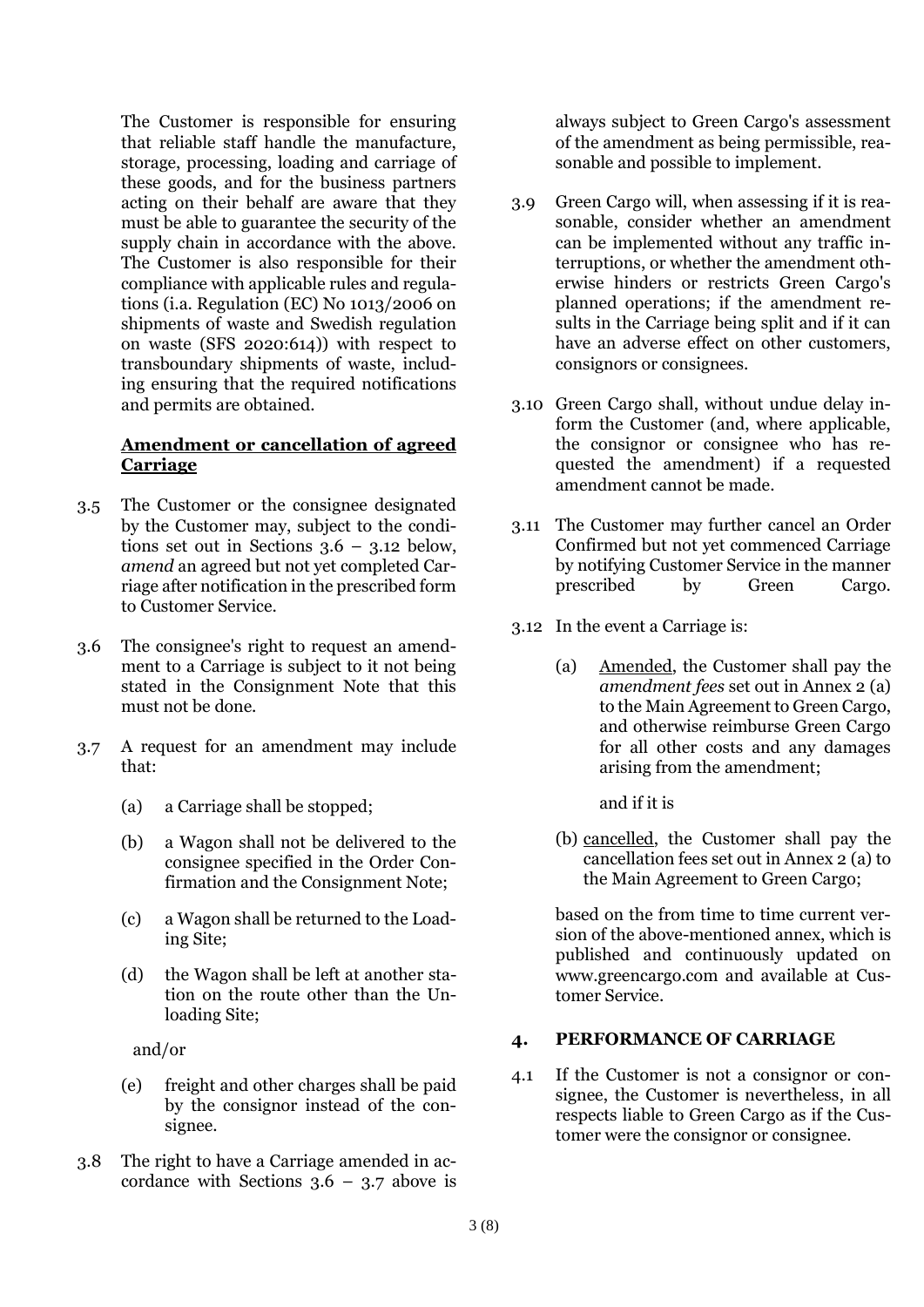The Customer is responsible for ensuring that reliable staff handle the manufacture, storage, processing, loading and carriage of these goods, and for the business partners acting on their behalf are aware that they must be able to guarantee the security of the supply chain in accordance with the above. The Customer is also responsible for their compliance with applicable rules and regulations (i.a. Regulation (EC) No 1013/2006 on shipments of waste and Swedish regulation on waste (SFS 2020:614)) with respect to transboundary shipments of waste, including ensuring that the required notifications and permits are obtained.

**Amendment or cancellation of agreed Carriage**

3.5 The Customer or the consignee designated by the Customer may, subject to the conditions set out in Sections 3.6 – 3.12 below, *amend* an agreed but not yet completed Carriage after notification in the prescribed form to Customer Service.

3.6 The consignee's right to request an amendment to a Carriage is subject to it not being stated in the Consignment Note that this must not be done.

3.7 A request for an amendment may include that:

(a) a Carriage shall be stopped;

(b) a Wagon shall not be delivered to the consignee specified in the Order Confirmation and the Consignment Note;

(c) a Wagon shall be returned to the Loading Site;

(d) the Wagon shall be left at another station on the route other than the Unloading Site;

and/or

(e) freight and other charges shall be paid by the consignor instead of the consignee.

3.8 The right to have a Carriage amended in accordance with Sections 3.6 – 3.7 above is always subject to Green Cargo's assessment of the amendment as being permissible, reasonable and possible to implement.

3.9 Green Cargo will, when assessing if it is reasonable, consider whether an amendment can be implemented without any traffic interruptions, or whether the amendment otherwise hinders or restricts Green Cargo's planned operations; if the amendment results in the Carriage being split and if it can have an adverse effect on other customers, consignors or consignees.

3.10 Green Cargo shall, without undue delay inform the Customer (and, where applicable, the consignor or consignee who has requested the amendment) if a requested amendment cannot be made.

3.11 The Customer may further cancel an Order Confirmed but not yet commenced Carriage by notifying Customer Service in the manner prescribed by Green Cargo.

3.12 In the event a Carriage is:

(a) Amended, the Customer shall pay the *amendment fees* set out in Annex 2 (a) to the Main Agreement to Green Cargo, and otherwise reimburse Green Cargo for all other costs and any damages arising from the amendment;

and if it is

(b) cancelled, the Customer shall pay the cancellation fees set out in Annex 2 (a) to the Main Agreement to Green Cargo;

based on the from time to time current version of the above-mentioned annex, which is published and continuously updated on www.greencargo.com and available at Customer Service.

## 4. PERFORMANCE OF CARRIAGE

4.1 If the Customer is not a consignor or consignee, the Customer is nevertheless, in all respects liable to Green Cargo as if the Customer were the consignor or consignee.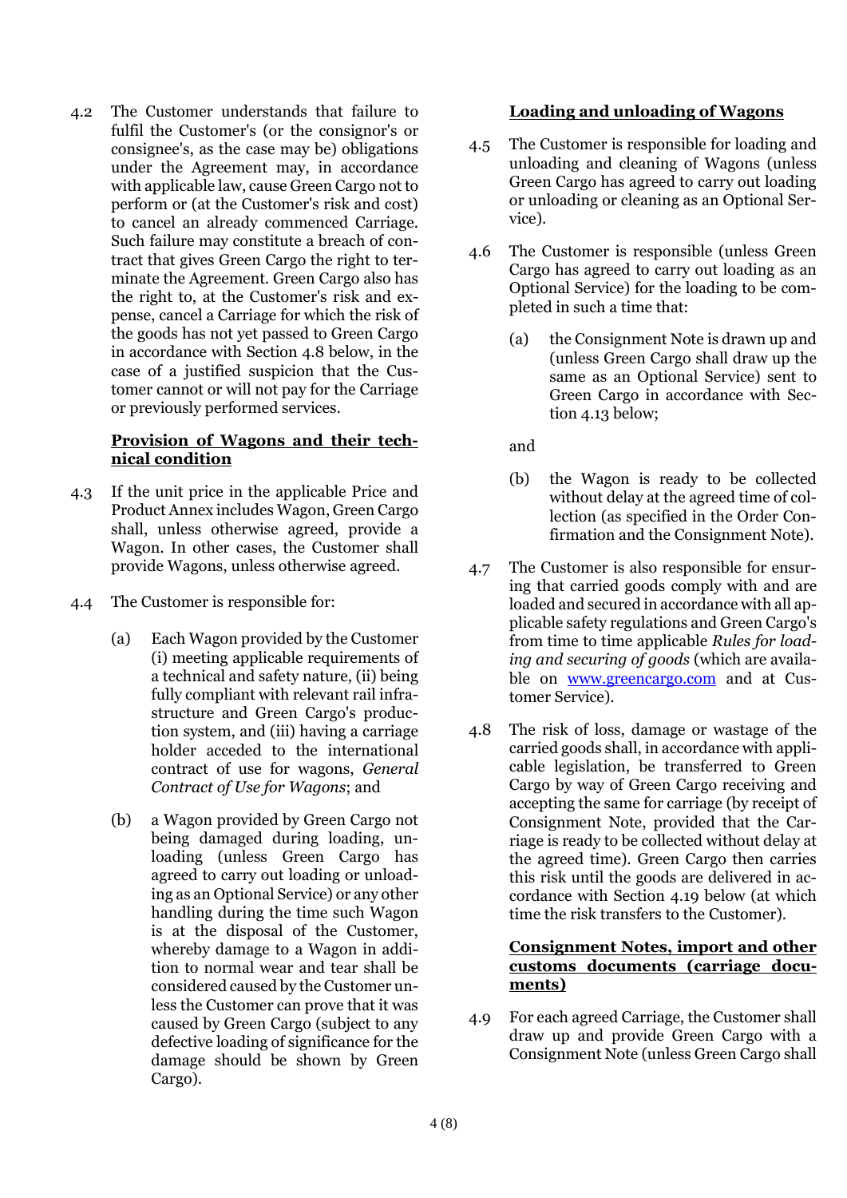4.2 The Customer understands that failure to fulfil the Customer's (or the consignor's or consignee's, as the case may be) obligations under the Agreement may, in accordance with applicable law, cause Green Cargo not to perform or (at the Customer's risk and cost) to cancel an already commenced Carriage. Such failure may constitute a breach of contract that gives Green Cargo the right to terminate the Agreement. Green Cargo also has the right to, at the Customer's risk and expense, cancel a Carriage for which the risk of the goods has not yet passed to Green Cargo in accordance with Section 4.8 below, in the case of a justified suspicion that the Customer cannot or will not pay for the Carriage or previously performed services.

**Provision of Wagons and their technical condition**

4.3 If the unit price in the applicable Price and Product Annex includes Wagon, Green Cargo shall, unless otherwise agreed, provide a Wagon. In other cases, the Customer shall provide Wagons, unless otherwise agreed.

4.4 The Customer is responsible for:

(a) Each Wagon provided by the Customer (i) meeting applicable requirements of a technical and safety nature, (ii) being fully compliant with relevant rail infrastructure and Green Cargo's production system, and (iii) having a carriage holder acceded to the international contract of use for wagons, *General Contract of Use for Wagons*; and

(b) a Wagon provided by Green Cargo not being damaged during loading, unloading (unless Green Cargo has agreed to carry out loading or unloading as an Optional Service) or any other handling during the time such Wagon is at the disposal of the Customer, whereby damage to a Wagon in addition to normal wear and tear shall be considered caused by the Customer unless the Customer can prove that it was caused by Green Cargo (subject to any defective loading of significance for the damage should be shown by Green Cargo).

**Loading and unloading of Wagons**

4.5 The Customer is responsible for loading and unloading and cleaning of Wagons (unless Green Cargo has agreed to carry out loading or unloading or cleaning as an Optional Service).

4.6 The Customer is responsible (unless Green Cargo has agreed to carry out loading as an Optional Service) for the loading to be completed in such a time that:

(a) the Consignment Note is drawn up and (unless Green Cargo shall draw up the same as an Optional Service) sent to Green Cargo in accordance with Section 4.13 below;

and

(b) the Wagon is ready to be collected without delay at the agreed time of collection (as specified in the Order Confirmation and the Consignment Note).

4.7 The Customer is also responsible for ensuring that carried goods comply with and are loaded and secured in accordance with all applicable safety regulations and Green Cargo's from time to time applicable *Rules for loading and securing of goods* (which are available on www.greencargo.com and at Customer Service).

4.8 The risk of loss, damage or wastage of the carried goods shall, in accordance with applicable legislation, be transferred to Green Cargo by way of Green Cargo receiving and accepting the same for carriage (by receipt of Consignment Note, provided that the Carriage is ready to be collected without delay at the agreed time). Green Cargo then carries this risk until the goods are delivered in accordance with Section 4.19 below (at which time the risk transfers to the Customer).

**Consignment Notes, import and other customs documents (carriage documents)**

4.9 For each agreed Carriage, the Customer shall draw up and provide Green Cargo with a Consignment Note (unless Green Cargo shall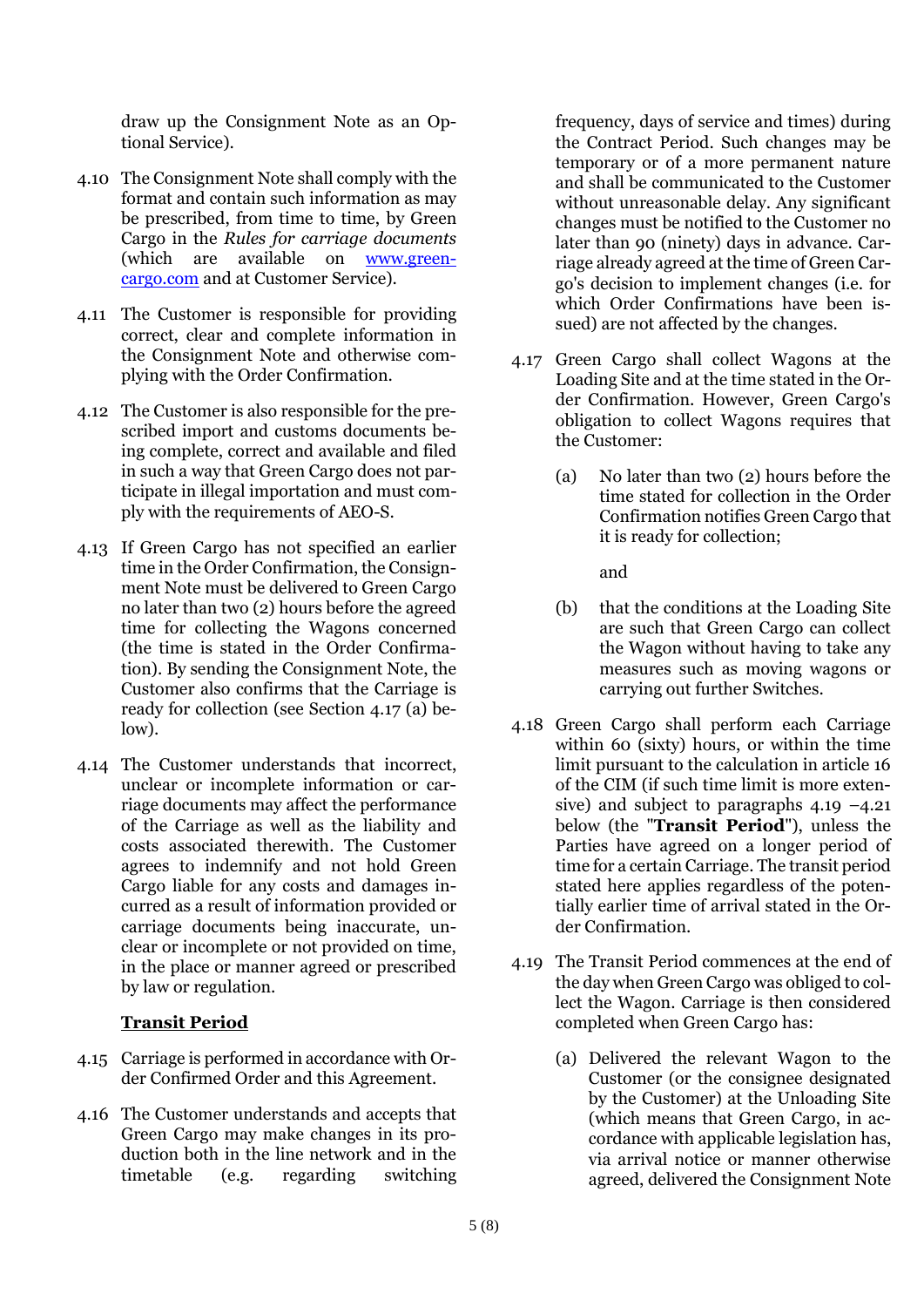draw up the Consignment Note as an Optional Service).

4.10 The Consignment Note shall comply with the format and contain such information as may be prescribed, from time to time, by Green Cargo in the *Rules for carriage documents* (which are available on [www.greencargo.com](http://www.greencargo.com) and at Customer Service).

4.11 The Customer is responsible for providing correct, clear and complete information in the Consignment Note and otherwise complying with the Order Confirmation.

4.12 The Customer is also responsible for the prescribed import and customs documents being complete, correct and available and filed in such a way that Green Cargo does not participate in illegal importation and must comply with the requirements of AEO-S.

4.13 If Green Cargo has not specified an earlier time in the Order Confirmation, the Consignment Note must be delivered to Green Cargo no later than two (2) hours before the agreed time for collecting the Wagons concerned (the time is stated in the Order Confirmation). By sending the Consignment Note, the Customer also confirms that the Carriage is ready for collection (see Section 4.17 (a) below).

4.14 The Customer understands that incorrect, unclear or incomplete information or carriage documents may affect the performance of the Carriage as well as the liability and costs associated therewith. The Customer agrees to indemnify and not hold Green Cargo liable for any costs and damages incurred as a result of information provided or carriage documents being inaccurate, unclear or incomplete or not provided on time, in the place or manner agreed or prescribed by law or regulation.

**Transit Period**

4.15 Carriage is performed in accordance with Order Confirmed Order and this Agreement.

4.16 The Customer understands and accepts that Green Cargo may make changes in its production both in the line network and in the timetable (e.g. regarding switching frequency, days of service and times) during the Contract Period. Such changes may be temporary or of a more permanent nature and shall be communicated to the Customer without unreasonable delay. Any significant changes must be notified to the Customer no later than 90 (ninety) days in advance. Carriage already agreed at the time of Green Cargo's decision to implement changes (i.e. for which Order Confirmations have been issued) are not affected by the changes.

4.17 Green Cargo shall collect Wagons at the Loading Site and at the time stated in the Order Confirmation. However, Green Cargo's obligation to collect Wagons requires that the Customer:

(a) No later than two (2) hours before the time stated for collection in the Order Confirmation notifies Green Cargo that it is ready for collection;

and

(b) that the conditions at the Loading Site are such that Green Cargo can collect the Wagon without having to take any measures such as moving wagons or carrying out further Switches.

4.18 Green Cargo shall perform each Carriage within 60 (sixty) hours, or within the time limit pursuant to the calculation in article 16 of the CIM (if such time limit is more extensive) and subject to paragraphs 4.19 –4.21 below (the "**Transit Period**"), unless the Parties have agreed on a longer period of time for a certain Carriage. The transit period stated here applies regardless of the potentially earlier time of arrival stated in the Order Confirmation.

4.19 The Transit Period commences at the end of the day when Green Cargo was obliged to collect the Wagon. Carriage is then considered completed when Green Cargo has:

(a) Delivered the relevant Wagon to the Customer (or the consignee designated by the Customer) at the Unloading Site (which means that Green Cargo, in accordance with applicable legislation has, via arrival notice or manner otherwise agreed, delivered the Consignment Note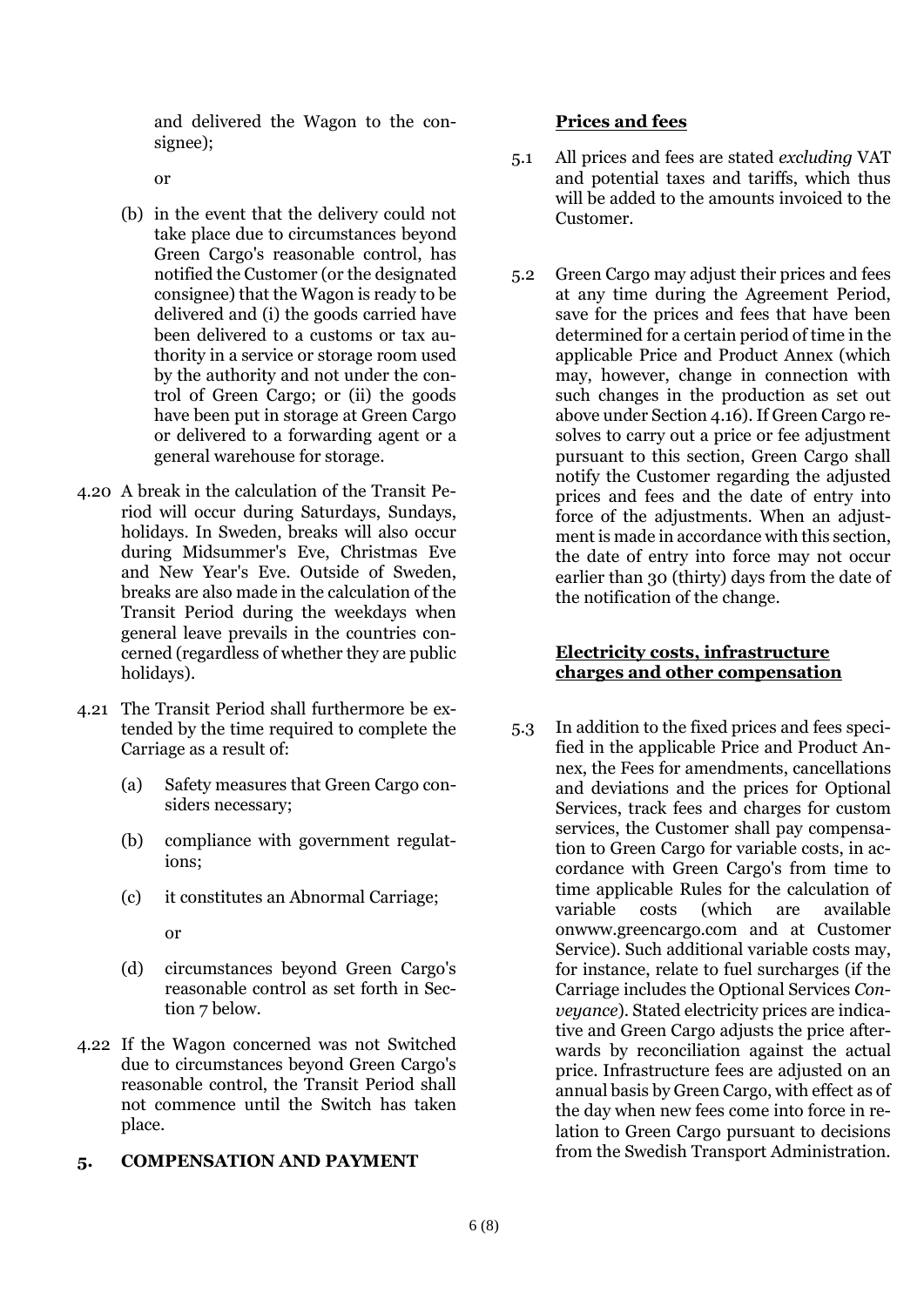and delivered the Wagon to the consignee);

or

(b) in the event that the delivery could not take place due to circumstances beyond Green Cargo's reasonable control, has notified the Customer (or the designated consignee) that the Wagon is ready to be delivered and (i) the goods carried have been delivered to a customs or tax authority in a service or storage room used by the authority and not under the control of Green Cargo; or (ii) the goods have been put in storage at Green Cargo or delivered to a forwarding agent or a general warehouse for storage.

4.20 A break in the calculation of the Transit Period will occur during Saturdays, Sundays, holidays. In Sweden, breaks will also occur during Midsummer's Eve, Christmas Eve and New Year's Eve. Outside of Sweden, breaks are also made in the calculation of the Transit Period during the weekdays when general leave prevails in the countries concerned (regardless of whether they are public holidays).

4.21 The Transit Period shall furthermore be extended by the time required to complete the Carriage as a result of:

(a) Safety measures that Green Cargo considers necessary;

(b) compliance with government regulations;

(c) it constitutes an Abnormal Carriage;

or

(d) circumstances beyond Green Cargo's reasonable control as set forth in Section 7 below.

4.22 If the Wagon concerned was not Switched due to circumstances beyond Green Cargo's reasonable control, the Transit Period shall not commence until the Switch has taken place.

## 5. COMPENSATION AND PAYMENT

### Prices and fees

5.1 All prices and fees are stated *excluding* VAT and potential taxes and tariffs, which thus will be added to the amounts invoiced to the Customer.

5.2 Green Cargo may adjust their prices and fees at any time during the Agreement Period, save for the prices and fees that have been determined for a certain period of time in the applicable Price and Product Annex (which may, however, change in connection with such changes in the production as set out above under Section 4.16). If Green Cargo resolves to carry out a price or fee adjustment pursuant to this section, Green Cargo shall notify the Customer regarding the adjusted prices and fees and the date of entry into force of the adjustments. When an adjustment is made in accordance with this section, the date of entry into force may not occur earlier than 30 (thirty) days from the date of the notification of the change.

### Electricity costs, infrastructure charges and other compensation

5.3 In addition to the fixed prices and fees specified in the applicable Price and Product Annex, the Fees for amendments, cancellations and deviations and the prices for Optional Services, track fees and charges for custom services, the Customer shall pay compensation to Green Cargo for variable costs, in accordance with Green Cargo's from time to time applicable Rules for the calculation of variable costs (which are available onwww.greencargo.com and at Customer Service). Such additional variable costs may, for instance, relate to fuel surcharges (if the Carriage includes the Optional Services *Conveyance*). Stated electricity prices are indicative and Green Cargo adjusts the price afterwards by reconciliation against the actual price. Infrastructure fees are adjusted on an annual basis by Green Cargo, with effect as of the day when new fees come into force in relation to Green Cargo pursuant to decisions from the Swedish Transport Administration.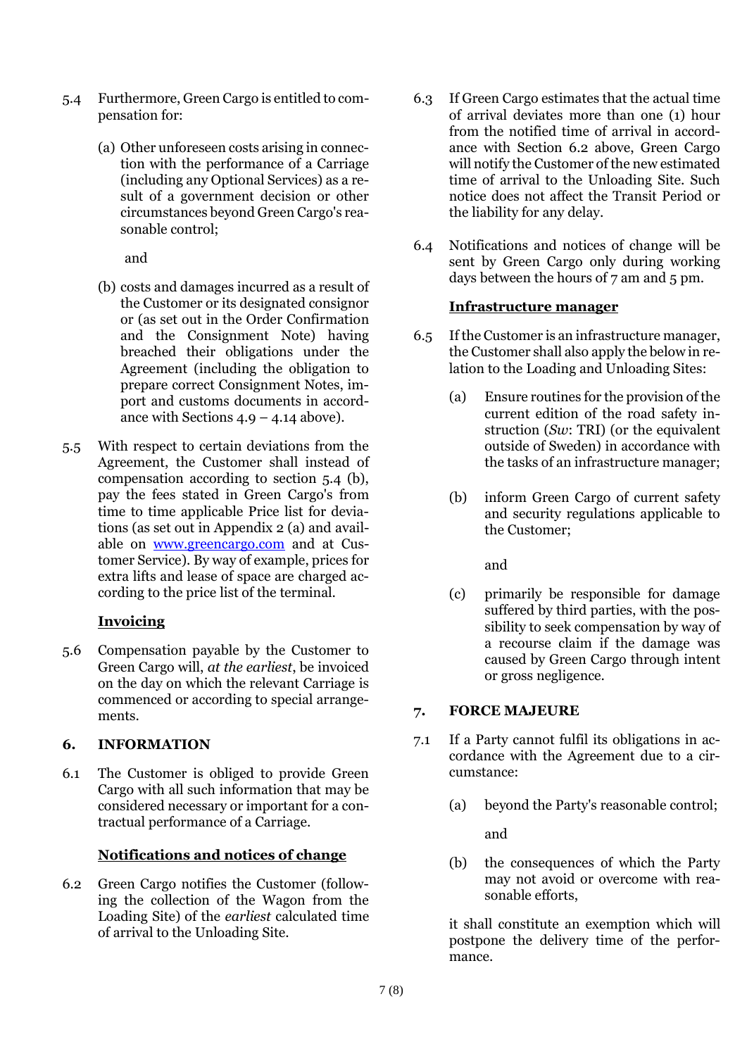5.4 Furthermore, Green Cargo is entitled to compensation for:

(a) Other unforeseen costs arising in connection with the performance of a Carriage (including any Optional Services) as a result of a government decision or other circumstances beyond Green Cargo's reasonable control;

and

(b) costs and damages incurred as a result of the Customer or its designated consignor or (as set out in the Order Confirmation and the Consignment Note) having breached their obligations under the Agreement (including the obligation to prepare correct Consignment Notes, import and customs documents in accordance with Sections 4.9 – 4.14 above).

5.5 With respect to certain deviations from the Agreement, the Customer shall instead of compensation according to section 5.4 (b), pay the fees stated in Green Cargo's from time to time applicable Price list for deviations (as set out in Appendix 2 (a) and available on [www.greencargo.com](http://www.greencargo.com) and at Customer Service). By way of example, prices for extra lifts and lease of space are charged according to the price list of the terminal.

**Invoicing**

5.6 Compensation payable by the Customer to Green Cargo will, *at the earliest*, be invoiced on the day on which the relevant Carriage is commenced or according to special arrangements.

## 6. INFORMATION

6.1 The Customer is obliged to provide Green Cargo with all such information that may be considered necessary or important for a contractual performance of a Carriage.

**Notifications and notices of change**

6.2 Green Cargo notifies the Customer (following the collection of the Wagon from the Loading Site) of the *earliest* calculated time of arrival to the Unloading Site.

6.3 If Green Cargo estimates that the actual time of arrival deviates more than one (1) hour from the notified time of arrival in accordance with Section 6.2 above, Green Cargo will notify the Customer of the new estimated time of arrival to the Unloading Site. Such notice does not affect the Transit Period or the liability for any delay.

6.4 Notifications and notices of change will be sent by Green Cargo only during working days between the hours of 7 am and 5 pm.

**Infrastructure manager**

6.5 If the Customer is an infrastructure manager, the Customer shall also apply the below in relation to the Loading and Unloading Sites:

(a) Ensure routines for the provision of the current edition of the road safety instruction (*Sw*: TRI) (or the equivalent outside of Sweden) in accordance with the tasks of an infrastructure manager;

(b) inform Green Cargo of current safety and security regulations applicable to the Customer;

and

(c) primarily be responsible for damage suffered by third parties, with the possibility to seek compensation by way of a recourse claim if the damage was caused by Green Cargo through intent or gross negligence.

## 7. FORCE MAJEURE

7.1 If a Party cannot fulfil its obligations in accordance with the Agreement due to a circumstance:

(a) beyond the Party's reasonable control;

and

(b) the consequences of which the Party may not avoid or overcome with reasonable efforts,

it shall constitute an exemption which will postpone the delivery time of the performance.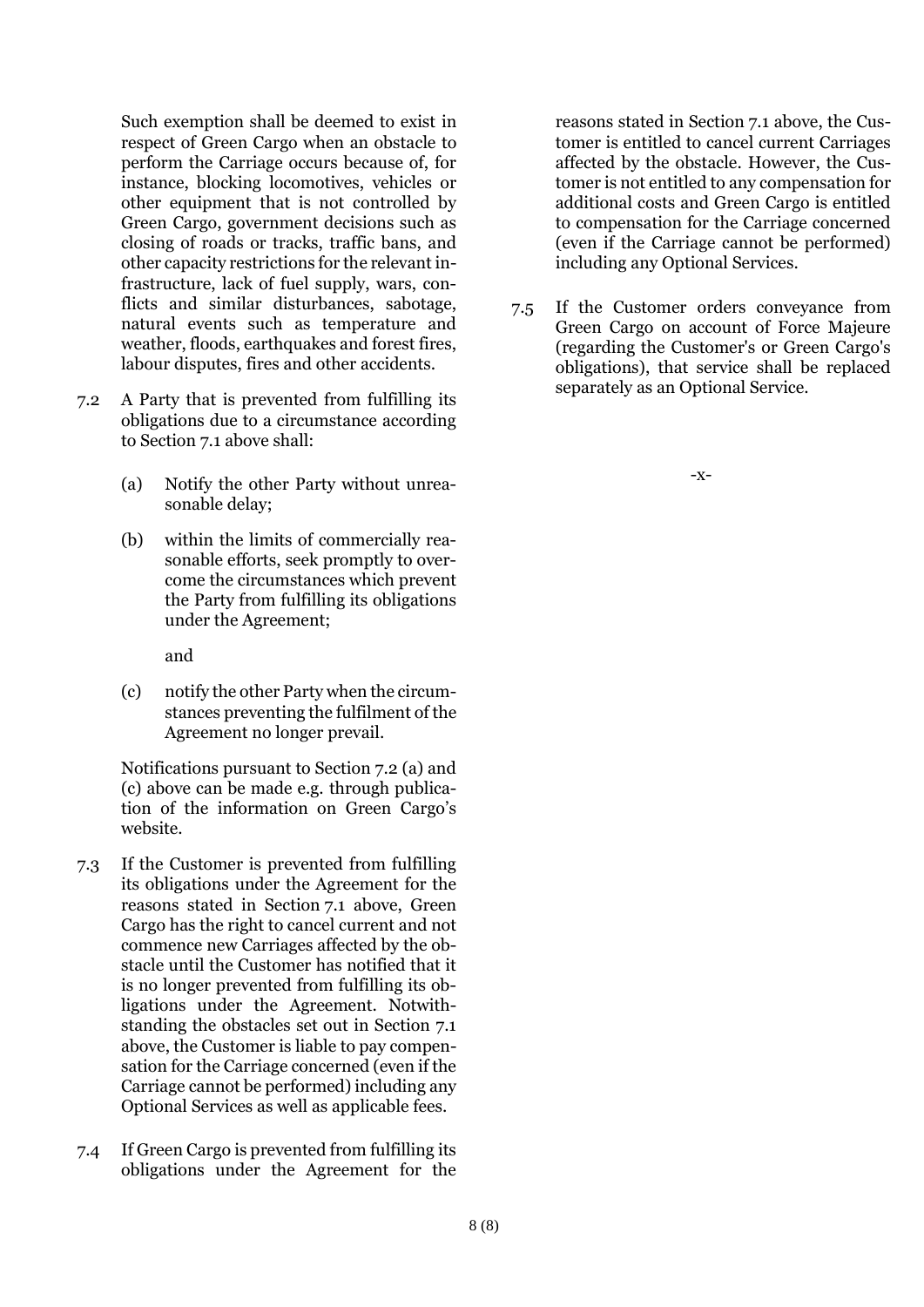Such exemption shall be deemed to exist in respect of Green Cargo when an obstacle to perform the Carriage occurs because of, for instance, blocking locomotives, vehicles or other equipment that is not controlled by Green Cargo, government decisions such as closing of roads or tracks, traffic bans, and other capacity restrictions for the relevant infrastructure, lack of fuel supply, wars, conflicts and similar disturbances, sabotage, natural events such as temperature and weather, floods, earthquakes and forest fires, labour disputes, fires and other accidents.

7.2 A Party that is prevented from fulfilling its obligations due to a circumstance according to Section 7.1 above shall:

(a) Notify the other Party without unreasonable delay;

(b) within the limits of commercially reasonable efforts, seek promptly to overcome the circumstances which prevent the Party from fulfilling its obligations under the Agreement;

and

(c) notify the other Party when the circumstances preventing the fulfilment of the Agreement no longer prevail.

Notifications pursuant to Section 7.2 (a) and (c) above can be made e.g. through publication of the information on Green Cargo's website.

7.3 If the Customer is prevented from fulfilling its obligations under the Agreement for the reasons stated in Section 7.1 above, Green Cargo has the right to cancel current and not commence new Carriages affected by the obstacle until the Customer has notified that it is no longer prevented from fulfilling its obligations under the Agreement. Notwithstanding the obstacles set out in Section 7.1 above, the Customer is liable to pay compensation for the Carriage concerned (even if the Carriage cannot be performed) including any Optional Services as well as applicable fees.

7.4 If Green Cargo is prevented from fulfilling its obligations under the Agreement for the reasons stated in Section 7.1 above, the Customer is entitled to cancel current Carriages affected by the obstacle. However, the Customer is not entitled to any compensation for additional costs and Green Cargo is entitled to compensation for the Carriage concerned (even if the Carriage cannot be performed) including any Optional Services.

7.5 If the Customer orders conveyance from Green Cargo on account of Force Majeure (regarding the Customer's or Green Cargo's obligations), that service shall be replaced separately as an Optional Service.

-x-